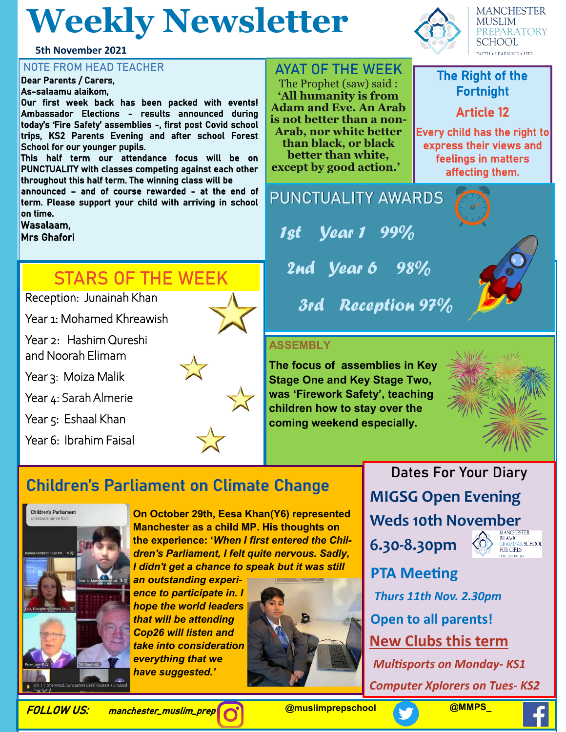# Weekly Newsletter

**5th November 2021**

MANCHESTER MUSLIM PREPARATORY SCHOOL
FAITH • LEARNING • LIFE

## NOTE FROM HEAD TEACHER

**Dear Parents / Carers,**

**As-salaamu alaikom,**

**Our first week back has been packed with events! Ambassador Elections - results announced during today's 'Fire Safety' assemblies -, first post Covid school trips, KS2 Parents Evening and after school Forest School for our younger pupils.**

**This half term our attendance focus will be on PUNCTUALITY with classes competing against each other throughout this half term. The winning class will be announced – and of course rewarded - at the end of term. Please support your child with arriving in school on time.**

**Wasalaam,**

**Mrs Ghafori**

## AYAT OF THE WEEK

The Prophet (saw) said :

**'All humanity is from Adam and Eve. An Arab is not better than a non-Arab, nor white better than black, or black better than white, except by good action.'**

## The Right of the Fortnight

**Article 12**

**Every child has the right to express their views and feelings in matters affecting them.**

## PUNCTUALITY AWARDS

*1st Year 1 99%*

*2nd Year 6 98%*

*3rd Reception 97%*

## STARS OF THE WEEK

Reception: Junainah Khan

Year 1: Mohamed Khreawish

Year 2: Hashim Qureshi and Noorah Elimam

Year 3: Moiza Malik

Year 4: Sarah Almerie

Year 5: Eshaal Khan

Year 6: Ibrahim Faisal

## ASSEMBLY

**The focus of assemblies in Key Stage One and Key Stage Two, was 'Firework Safety', teaching children how to stay over the coming weekend especially.**

## Children's Parliament on Climate Change

**On October 29th, Eesa Khan(Y6) represented Manchester as a child MP. His thoughts on the experience: '*When I first entered the Children's Parliament, I felt quite nervous. Sadly, I didn't get a chance to speak but it was still an outstanding experience to participate in. I hope the world leaders that will be attending Cop26 will listen and take into consideration everything that we have suggested.'***

## Dates For Your Diary

**MIGSG Open Evening**

**Weds 10th November**

**6.30-8.30pm**

MANCHESTER ISLAMIC GRAMMAR SCHOOL FOR GIRLS

**PTA Meeting**

***Thurs 11th Nov. 2.30pm***

**Open to all parents!**

**New Clubs this term**

***Multisports on Monday- KS1***

***Computer Xplorers on Tues- KS2***

***FOLLOW US:*** ***manchester_muslim_prep*** **@muslimprepschool** **@MMPS_**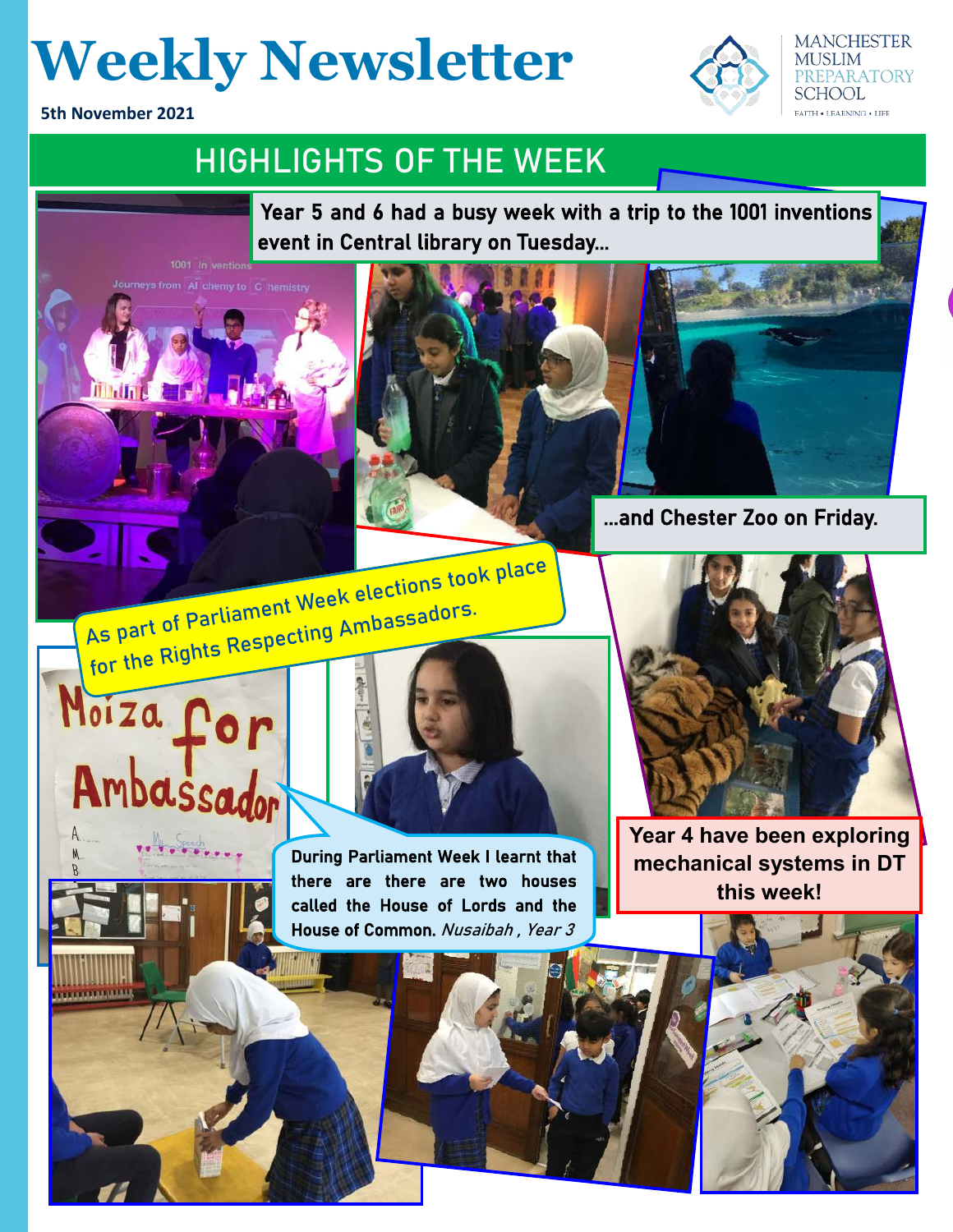# Weekly Newsletter

**5th November 2021**

MANCHESTER MUSLIM PREPARATORY SCHOOL

FAITH • LEARNING • LIFE

## HIGHLIGHTS OF THE WEEK

Year 5 and 6 had a busy week with a trip to the 1001 inventions event in Central library on Tuesday…

…and Chester Zoo on Friday.

As part of Parliament Week elections took place for the Rights Respecting Ambassadors.

During Parliament Week I learnt that there are there are two houses called the House of Lords and the House of Common. *Nusaibah , Year 3*

Year 4 have been exploring mechanical systems in DT this week!